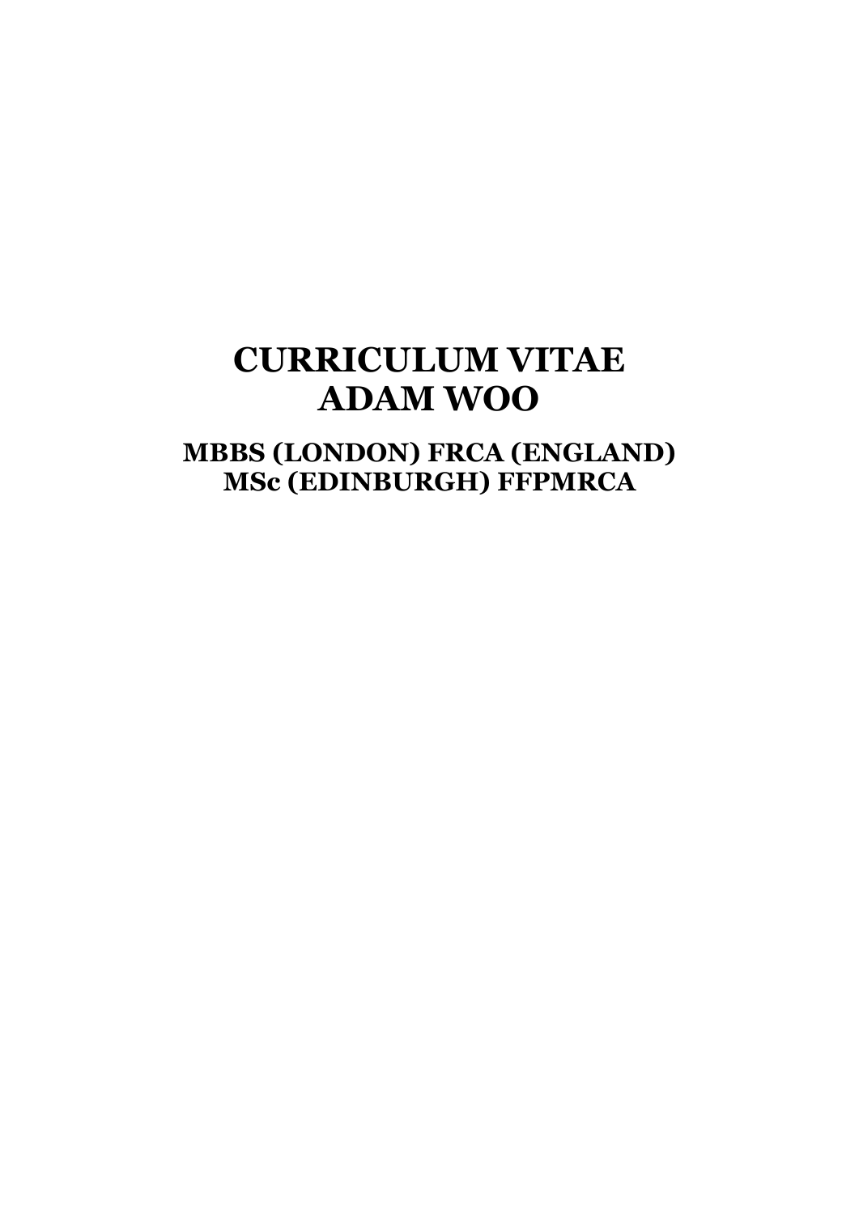# CURRICULUM VITAE
# ADAM WOO

## MBBS (LONDON) FRCA (ENGLAND)
## MSc (EDINBURGH) FFPMRCA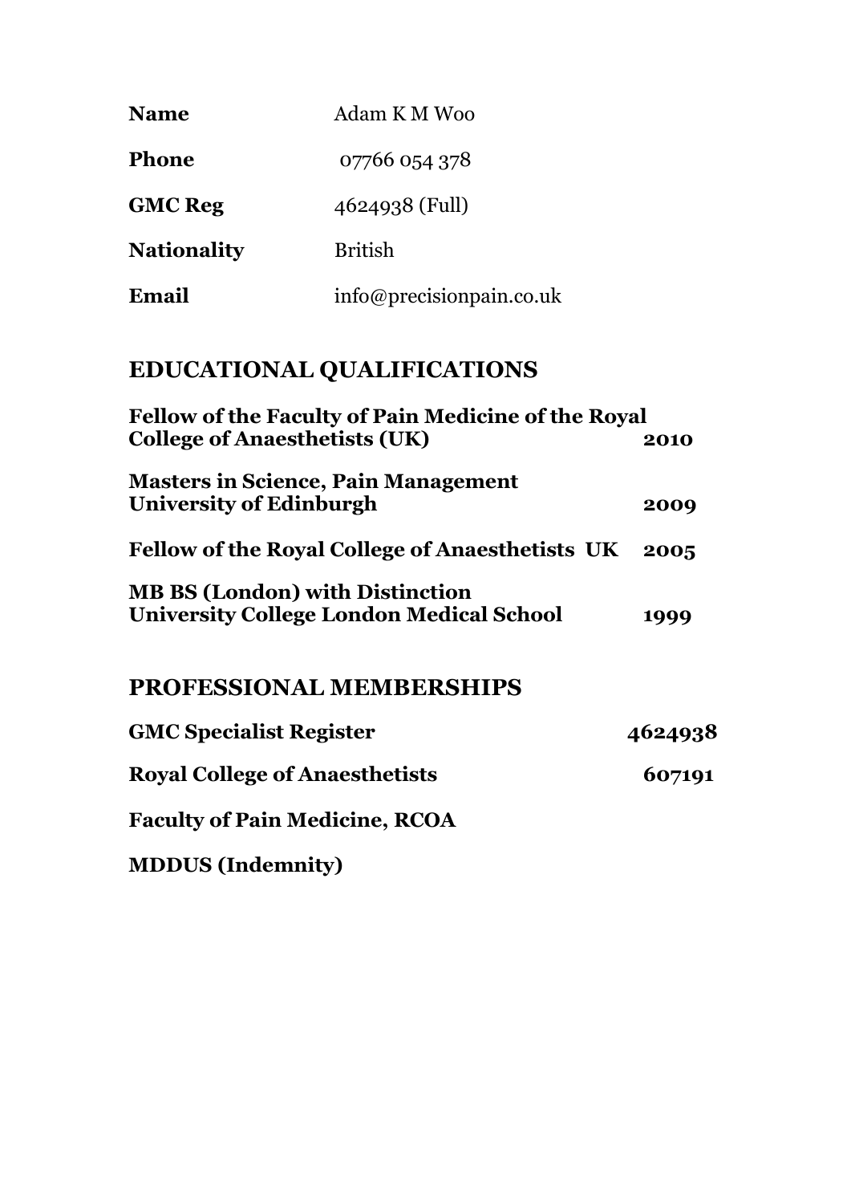| | |
|---|---|
| **Name** | Adam K M Woo |
| **Phone** | 07766 054 378 |
| **GMC Reg** | 4624938 (Full) |
| **Nationality** | British |
| **Email** | info@precisionpain.co.uk |

## EDUCATIONAL QUALIFICATIONS

| | |
|---|---|
| **Fellow of the Faculty of Pain Medicine of the Royal College of Anaesthetists (UK)** | **2010** |
| **Masters in Science, Pain Management University of Edinburgh** | **2009** |
| **Fellow of the Royal College of Anaesthetists UK** | **2005** |
| **MB BS (London) with Distinction University College London Medical School** | **1999** |

## PROFESSIONAL MEMBERSHIPS

| | |
|---|---|
| **GMC Specialist Register** | **4624938** |
| **Royal College of Anaesthetists** | **607191** |
| **Faculty of Pain Medicine, RCOA** | |
| **MDDUS (Indemnity)** | |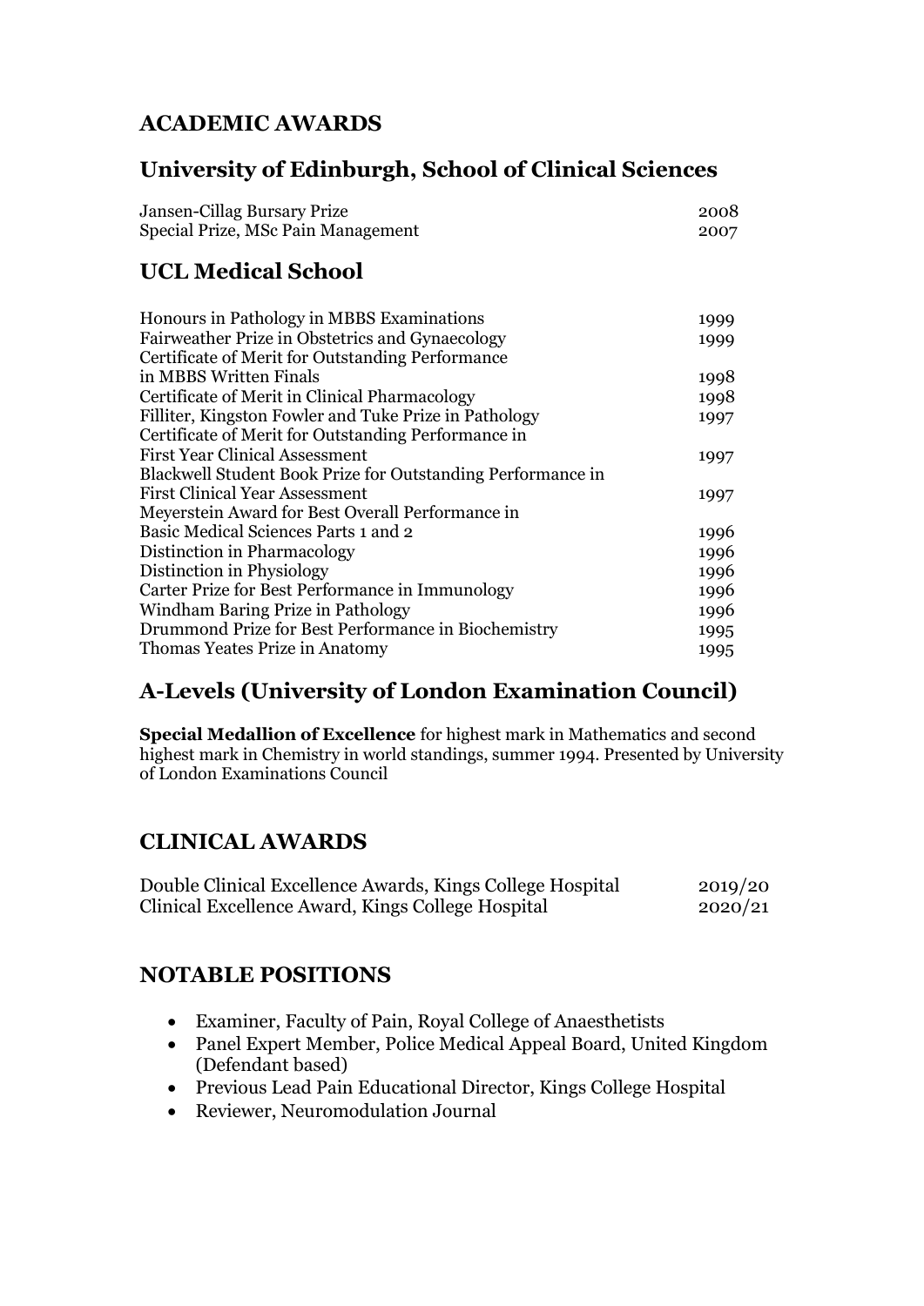## ACADEMIC AWARDS

## University of Edinburgh, School of Clinical Sciences

| | |
|---|---|
| Jansen-Cillag Bursary Prize | 2008 |
| Special Prize, MSc Pain Management | 2007 |

## UCL Medical School

| | |
|---|---|
| Honours in Pathology in MBBS Examinations | 1999 |
| Fairweather Prize in Obstetrics and Gynaecology | 1999 |
| Certificate of Merit for Outstanding Performance in MBBS Written Finals | 1998 |
| Certificate of Merit in Clinical Pharmacology | 1998 |
| Filliter, Kingston Fowler and Tuke Prize in Pathology | 1997 |
| Certificate of Merit for Outstanding Performance in First Year Clinical Assessment | 1997 |
| Blackwell Student Book Prize for Outstanding Performance in First Clinical Year Assessment | 1997 |
| Meyerstein Award for Best Overall Performance in Basic Medical Sciences Parts 1 and 2 | 1996 |
| Distinction in Pharmacology | 1996 |
| Distinction in Physiology | 1996 |
| Carter Prize for Best Performance in Immunology | 1996 |
| Windham Baring Prize in Pathology | 1996 |
| Drummond Prize for Best Performance in Biochemistry | 1995 |
| Thomas Yeates Prize in Anatomy | 1995 |

## A-Levels (University of London Examination Council)

**Special Medallion of Excellence** for highest mark in Mathematics and second highest mark in Chemistry in world standings, summer 1994. Presented by University of London Examinations Council

## CLINICAL AWARDS

| | |
|---|---|
| Double Clinical Excellence Awards, Kings College Hospital | 2019/20 |
| Clinical Excellence Award, Kings College Hospital | 2020/21 |

## NOTABLE POSITIONS

- Examiner, Faculty of Pain, Royal College of Anaesthetists
- Panel Expert Member, Police Medical Appeal Board, United Kingdom (Defendant based)
- Previous Lead Pain Educational Director, Kings College Hospital
- Reviewer, Neuromodulation Journal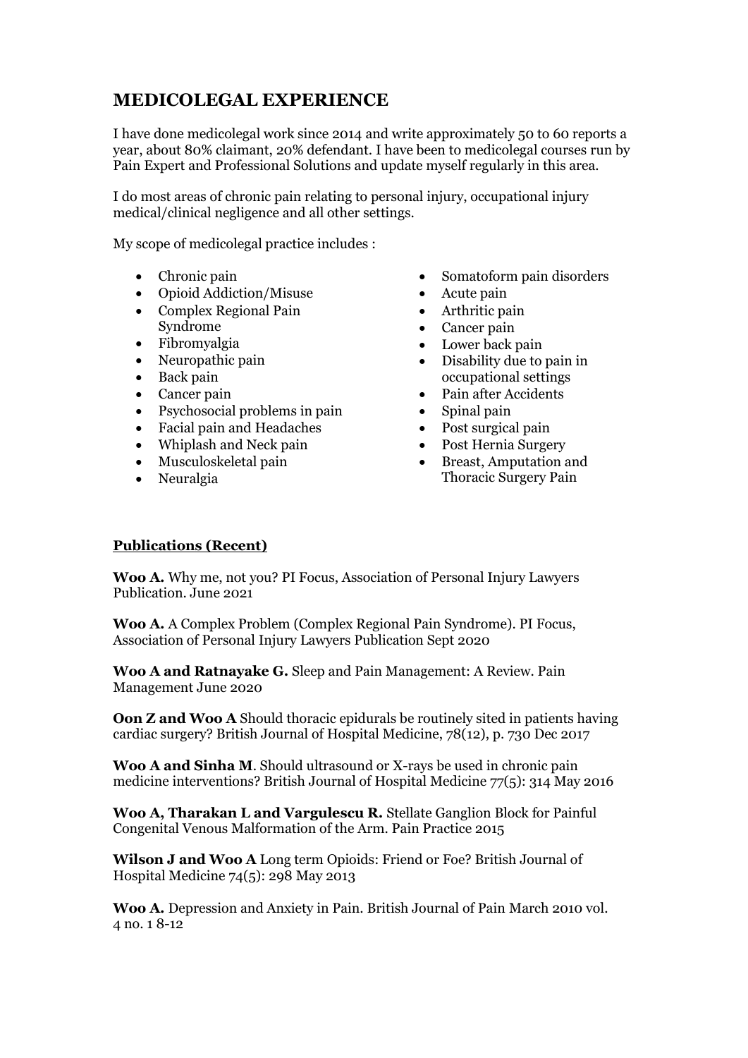# MEDICOLEGAL EXPERIENCE

I have done medicolegal work since 2014 and write approximately 50 to 60 reports a year, about 80% claimant, 20% defendant. I have been to medicolegal courses run by Pain Expert and Professional Solutions and update myself regularly in this area.

I do most areas of chronic pain relating to personal injury, occupational injury medical/clinical negligence and all other settings.

My scope of medicolegal practice includes :

- Chronic pain
- Opioid Addiction/Misuse
- Complex Regional Pain Syndrome
- Fibromyalgia
- Neuropathic pain
- Back pain
- Cancer pain
- Psychosocial problems in pain
- Facial pain and Headaches
- Whiplash and Neck pain
- Musculoskeletal pain
- Neuralgia
- Somatoform pain disorders
- Acute pain
- Arthritic pain
- Cancer pain
- Lower back pain
- Disability due to pain in occupational settings
- Pain after Accidents
- Spinal pain
- Post surgical pain
- Post Hernia Surgery
- Breast, Amputation and Thoracic Surgery Pain

## Publications (Recent)

**Woo A.** Why me, not you? PI Focus, Association of Personal Injury Lawyers Publication. June 2021

**Woo A.** A Complex Problem (Complex Regional Pain Syndrome). PI Focus, Association of Personal Injury Lawyers Publication Sept 2020

**Woo A and Ratnayake G.** Sleep and Pain Management: A Review. Pain Management June 2020

**Oon Z and Woo A** Should thoracic epidurals be routinely sited in patients having cardiac surgery? British Journal of Hospital Medicine, 78(12), p. 730 Dec 2017

**Woo A and Sinha M**. Should ultrasound or X-rays be used in chronic pain medicine interventions? British Journal of Hospital Medicine 77(5): 314 May 2016

**Woo A, Tharakan L and Vargulescu R.** Stellate Ganglion Block for Painful Congenital Venous Malformation of the Arm. Pain Practice 2015

**Wilson J and Woo A** Long term Opioids: Friend or Foe? British Journal of Hospital Medicine 74(5): 298 May 2013

**Woo A.** Depression and Anxiety in Pain. British Journal of Pain March 2010 vol. 4 no. 1 8-12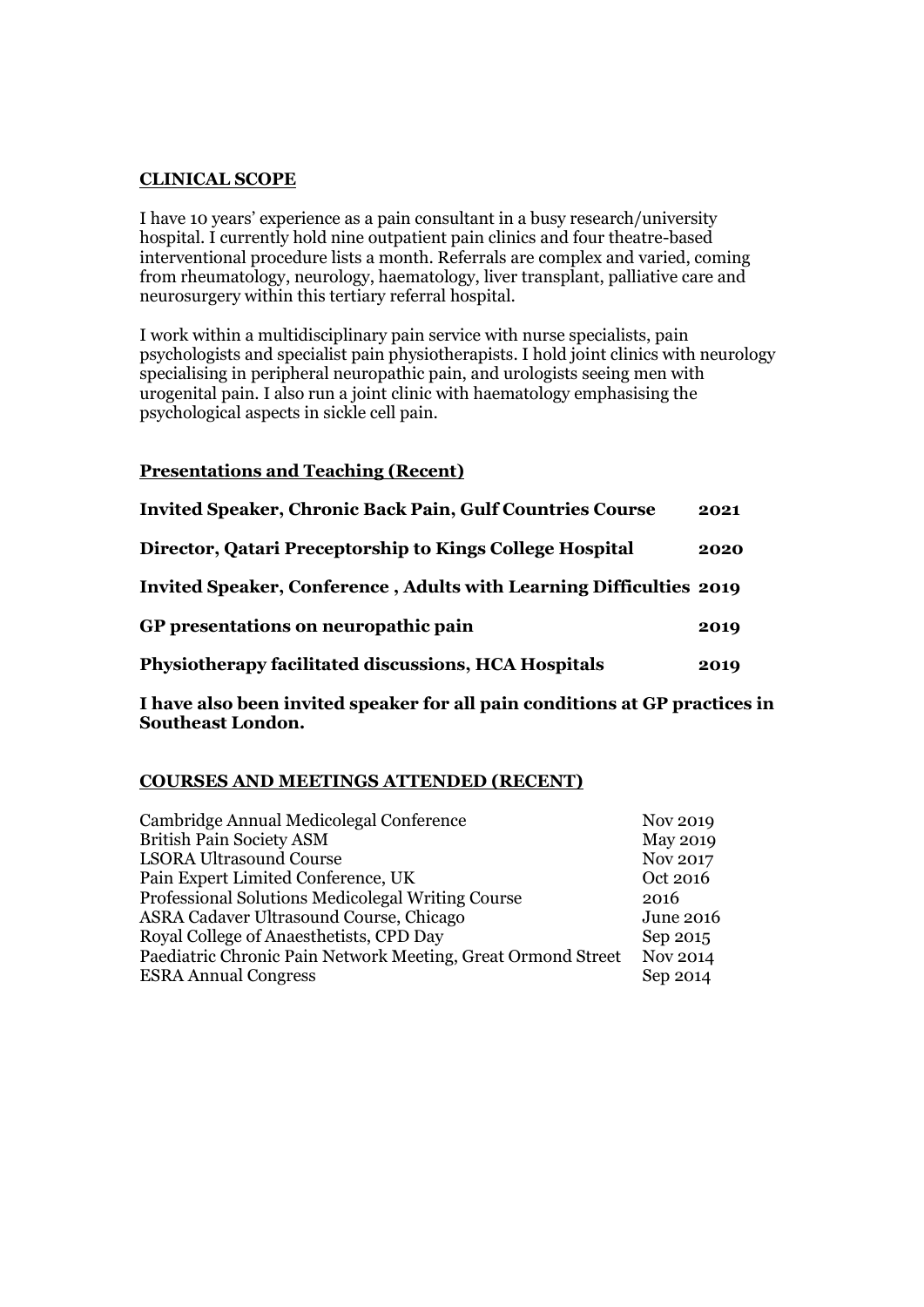## CLINICAL SCOPE

I have 10 years' experience as a pain consultant in a busy research/university hospital. I currently hold nine outpatient pain clinics and four theatre-based interventional procedure lists a month. Referrals are complex and varied, coming from rheumatology, neurology, haematology, liver transplant, palliative care and neurosurgery within this tertiary referral hospital.

I work within a multidisciplinary pain service with nurse specialists, pain psychologists and specialist pain physiotherapists. I hold joint clinics with neurology specialising in peripheral neuropathic pain, and urologists seeing men with urogenital pain. I also run a joint clinic with haematology emphasising the psychological aspects in sickle cell pain.

## Presentations and Teaching (Recent)

| | |
|---|---|
| **Invited Speaker, Chronic Back Pain, Gulf Countries Course** | **2021** |
| **Director, Qatari Preceptorship to Kings College Hospital** | **2020** |
| **Invited Speaker, Conference , Adults with Learning Difficulties** | **2019** |
| **GP presentations on neuropathic pain** | **2019** |
| **Physiotherapy facilitated discussions, HCA Hospitals** | **2019** |

**I have also been invited speaker for all pain conditions at GP practices in Southeast London.**

## COURSES AND MEETINGS ATTENDED (RECENT)

| | |
|---|---|
| Cambridge Annual Medicolegal Conference | Nov 2019 |
| British Pain Society ASM | May 2019 |
| LSORA Ultrasound Course | Nov 2017 |
| Pain Expert Limited Conference, UK | Oct 2016 |
| Professional Solutions Medicolegal Writing Course | 2016 |
| ASRA Cadaver Ultrasound Course, Chicago | June 2016 |
| Royal College of Anaesthetists, CPD Day | Sep 2015 |
| Paediatric Chronic Pain Network Meeting, Great Ormond Street | Nov 2014 |
| ESRA Annual Congress | Sep 2014 |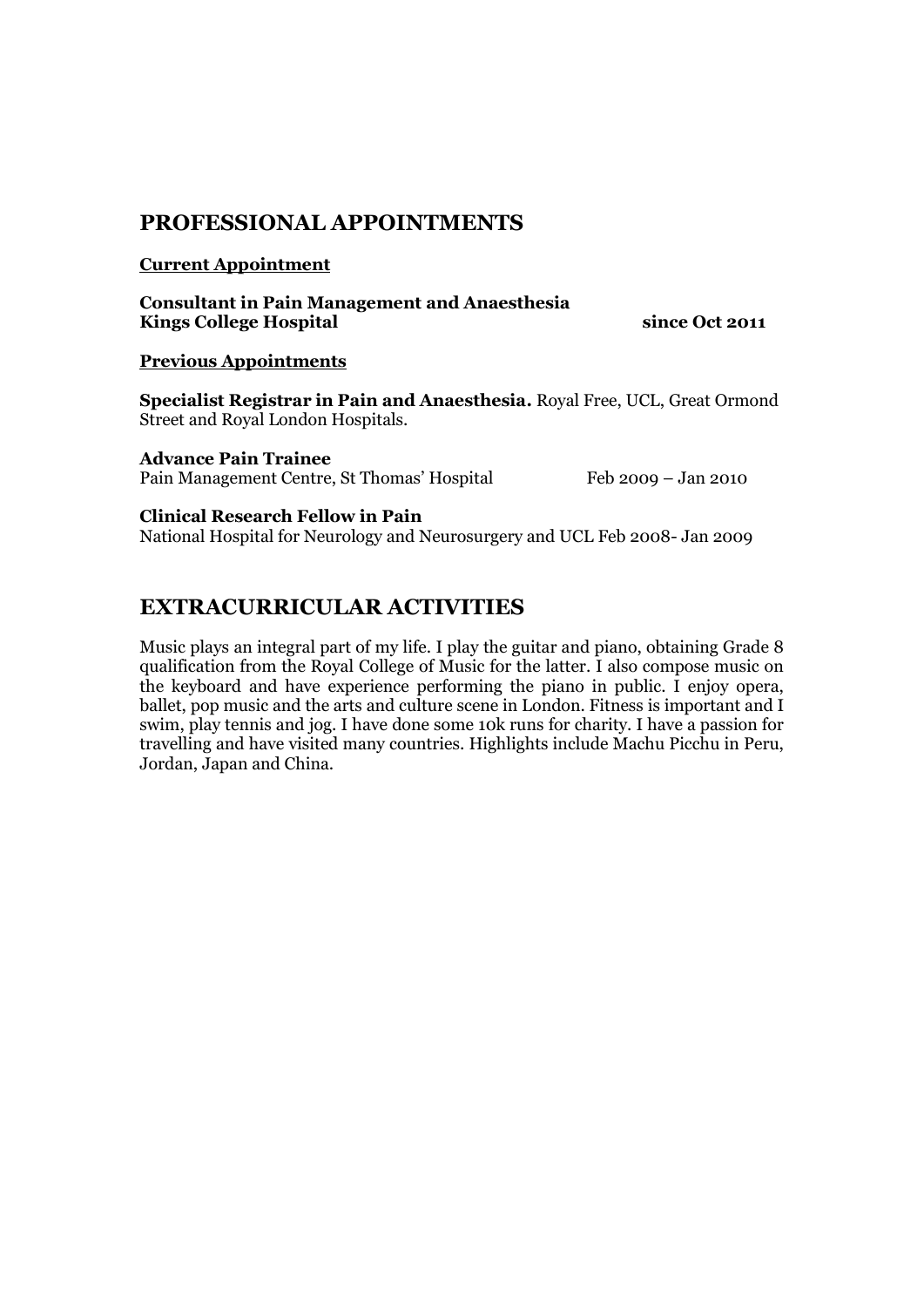## PROFESSIONAL APPOINTMENTS

**Current Appointment**

**Consultant in Pain Management and Anaesthesia**
**Kings College Hospital** **since Oct 2011**

**Previous Appointments**

**Specialist Registrar in Pain and Anaesthesia.** Royal Free, UCL, Great Ormond Street and Royal London Hospitals.

**Advance Pain Trainee**
Pain Management Centre, St Thomas' Hospital Feb 2009 – Jan 2010

**Clinical Research Fellow in Pain**
National Hospital for Neurology and Neurosurgery and UCL Feb 2008- Jan 2009

## EXTRACURRICULAR ACTIVITIES

Music plays an integral part of my life. I play the guitar and piano, obtaining Grade 8 qualification from the Royal College of Music for the latter. I also compose music on the keyboard and have experience performing the piano in public. I enjoy opera, ballet, pop music and the arts and culture scene in London. Fitness is important and I swim, play tennis and jog. I have done some 10k runs for charity. I have a passion for travelling and have visited many countries. Highlights include Machu Picchu in Peru, Jordan, Japan and China.